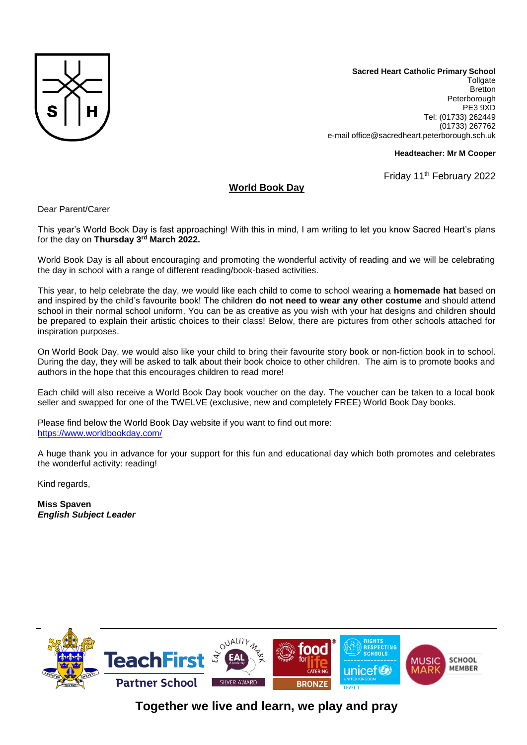**Sacred Heart Catholic Primary School**
Tollgate
Bretton
Peterborough
PE3 9XD
Tel: (01733) 262449
(01733) 267762
e-mail office@sacredheart.peterborough.sch.uk

**Headteacher: Mr M Cooper**

Friday 11th February 2022

## World Book Day

Dear Parent/Carer

This year's World Book Day is fast approaching! With this in mind, I am writing to let you know Sacred Heart's plans for the day on **Thursday 3rd March 2022.**

World Book Day is all about encouraging and promoting the wonderful activity of reading and we will be celebrating the day in school with a range of different reading/book-based activities.

This year, to help celebrate the day, we would like each child to come to school wearing a **homemade hat** based on and inspired by the child's favourite book! The children **do not need to wear any other costume** and should attend school in their normal school uniform. You can be as creative as you wish with your hat designs and children should be prepared to explain their artistic choices to their class! Below, there are pictures from other schools attached for inspiration purposes.

On World Book Day, we would also like your child to bring their favourite story book or non-fiction book in to school. During the day, they will be asked to talk about their book choice to other children. The aim is to promote books and authors in the hope that this encourages children to read more!

Each child will also receive a World Book Day book voucher on the day. The voucher can be taken to a local book seller and swapped for one of the TWELVE (exclusive, new and completely FREE) World Book Day books.

Please find below the World Book Day website if you want to find out more:
https://www.worldbookday.com/

A huge thank you in advance for your support for this fun and educational day which both promotes and celebrates the wonderful activity: reading!

Kind regards,

**Miss Spaven**
***English Subject Leader***

Together we live and learn, we play and pray